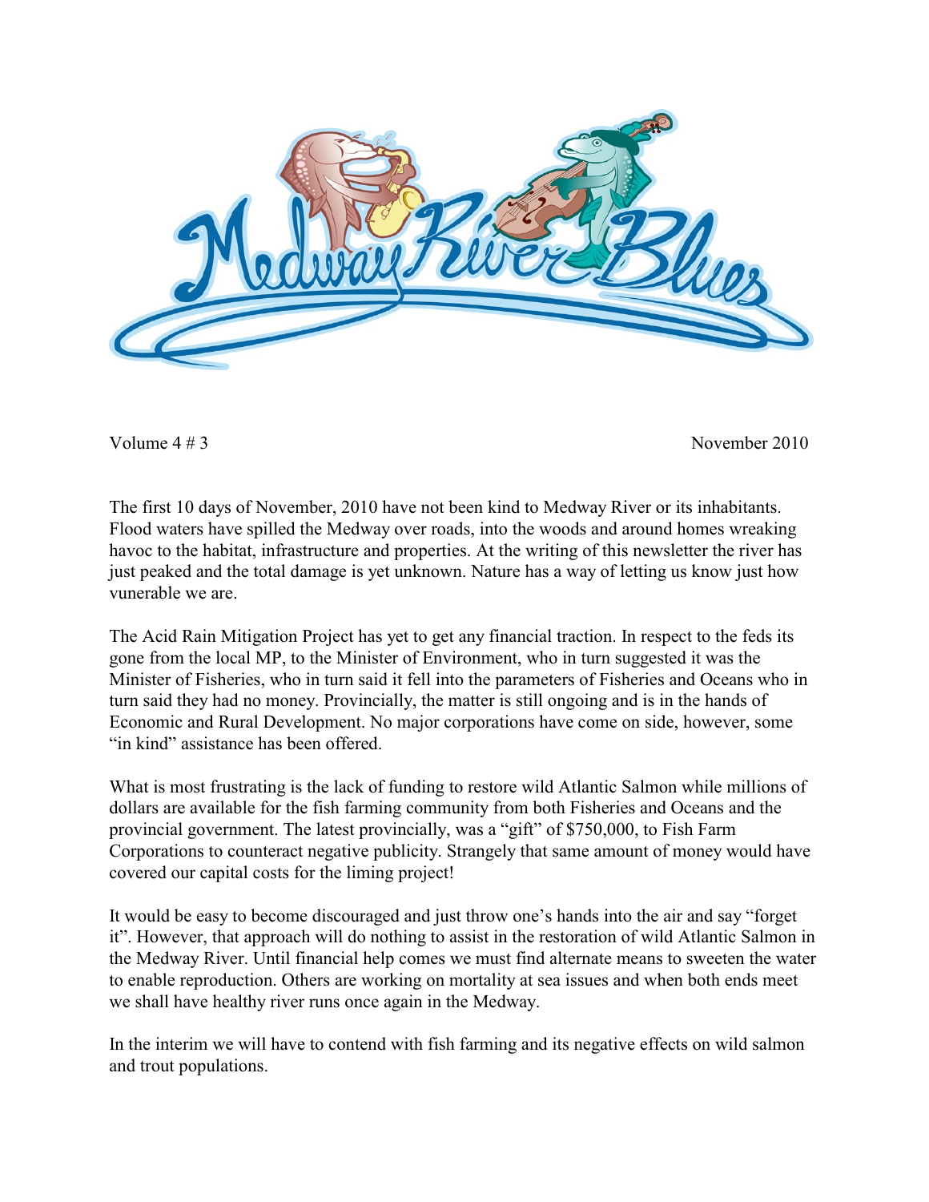# Medway River Blues

Volume 4 # 3 November 2010

The first 10 days of November, 2010 have not been kind to Medway River or its inhabitants. Flood waters have spilled the Medway over roads, into the woods and around homes wreaking havoc to the habitat, infrastructure and properties. At the writing of this newsletter the river has just peaked and the total damage is yet unknown. Nature has a way of letting us know just how vunerable we are.

The Acid Rain Mitigation Project has yet to get any financial traction. In respect to the feds its gone from the local MP, to the Minister of Environment, who in turn suggested it was the Minister of Fisheries, who in turn said it fell into the parameters of Fisheries and Oceans who in turn said they had no money. Provincially, the matter is still ongoing and is in the hands of Economic and Rural Development. No major corporations have come on side, however, some "in kind" assistance has been offered.

What is most frustrating is the lack of funding to restore wild Atlantic Salmon while millions of dollars are available for the fish farming community from both Fisheries and Oceans and the provincial government. The latest provincially, was a "gift" of $750,000, to Fish Farm Corporations to counteract negative publicity. Strangely that same amount of money would have covered our capital costs for the liming project!

It would be easy to become discouraged and just throw one's hands into the air and say "forget it". However, that approach will do nothing to assist in the restoration of wild Atlantic Salmon in the Medway River. Until financial help comes we must find alternate means to sweeten the water to enable reproduction. Others are working on mortality at sea issues and when both ends meet we shall have healthy river runs once again in the Medway.

In the interim we will have to contend with fish farming and its negative effects on wild salmon and trout populations.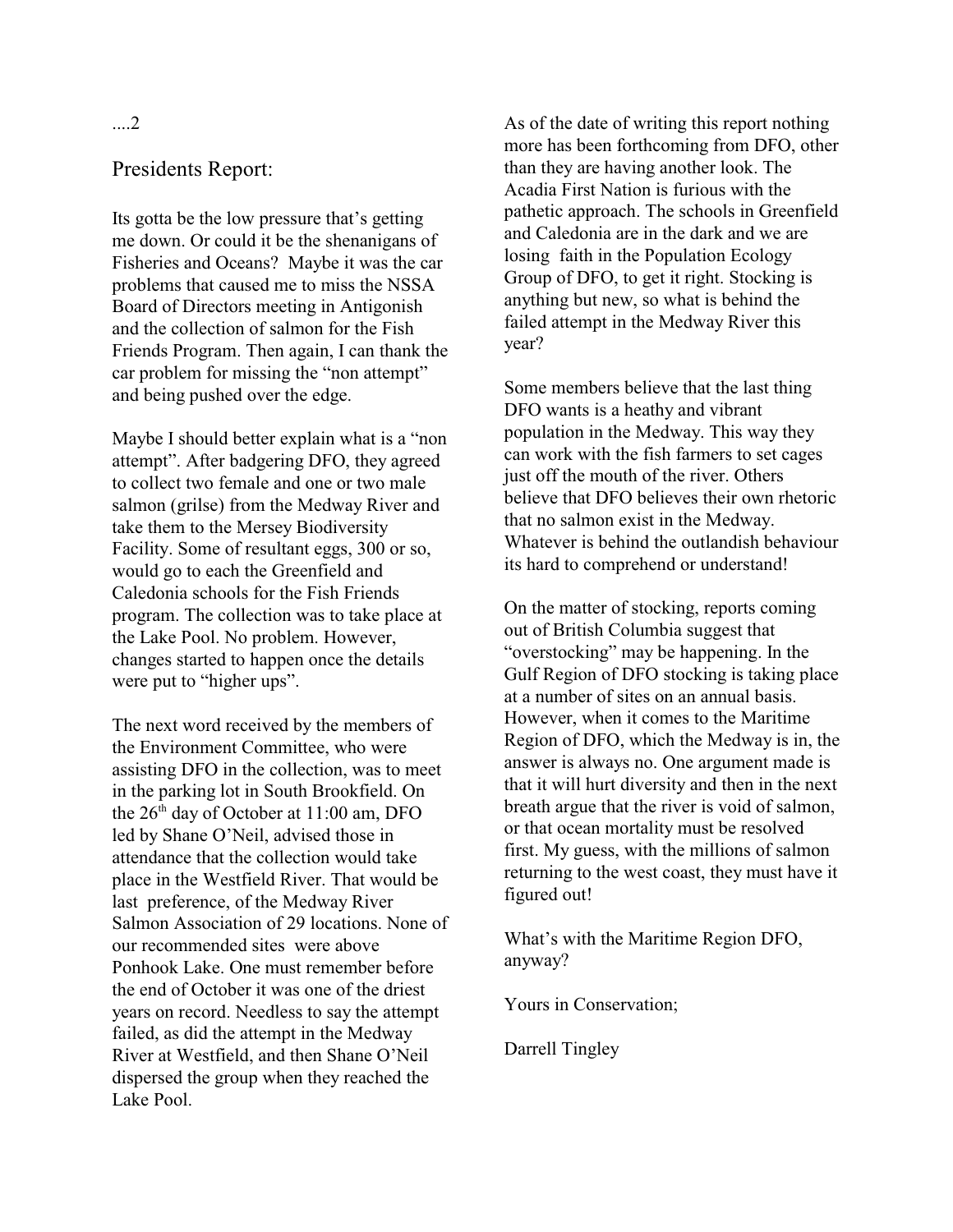## Presidents Report:

Its gotta be the low pressure that's getting me down. Or could it be the shenanigans of Fisheries and Oceans? Maybe it was the car problems that caused me to miss the NSSA Board of Directors meeting in Antigonish and the collection of salmon for the Fish Friends Program. Then again, I can thank the car problem for missing the "non attempt" and being pushed over the edge.

Maybe I should better explain what is a "non attempt". After badgering DFO, they agreed to collect two female and one or two male salmon (grilse) from the Medway River and take them to the Mersey Biodiversity Facility. Some of resultant eggs, 300 or so, would go to each the Greenfield and Caledonia schools for the Fish Friends program. The collection was to take place at the Lake Pool. No problem. However, changes started to happen once the details were put to "higher ups".

The next word received by the members of the Environment Committee, who were assisting DFO in the collection, was to meet in the parking lot in South Brookfield. On the 26th day of October at 11:00 am, DFO led by Shane O'Neil, advised those in attendance that the collection would take place in the Westfield River. That would be last preference, of the Medway River Salmon Association of 29 locations. None of our recommended sites were above Ponhook Lake. One must remember before the end of October it was one of the driest years on record. Needless to say the attempt failed, as did the attempt in the Medway River at Westfield, and then Shane O'Neil dispersed the group when they reached the Lake Pool.

As of the date of writing this report nothing more has been forthcoming from DFO, other than they are having another look. The Acadia First Nation is furious with the pathetic approach. The schools in Greenfield and Caledonia are in the dark and we are losing faith in the Population Ecology Group of DFO, to get it right. Stocking is anything but new, so what is behind the failed attempt in the Medway River this year?

Some members believe that the last thing DFO wants is a heathy and vibrant population in the Medway. This way they can work with the fish farmers to set cages just off the mouth of the river. Others believe that DFO believes their own rhetoric that no salmon exist in the Medway. Whatever is behind the outlandish behaviour its hard to comprehend or understand!

On the matter of stocking, reports coming out of British Columbia suggest that "overstocking" may be happening. In the Gulf Region of DFO stocking is taking place at a number of sites on an annual basis. However, when it comes to the Maritime Region of DFO, which the Medway is in, the answer is always no. One argument made is that it will hurt diversity and then in the next breath argue that the river is void of salmon, or that ocean mortality must be resolved first. My guess, with the millions of salmon returning to the west coast, they must have it figured out!

What's with the Maritime Region DFO, anyway?

Yours in Conservation;

Darrell Tingley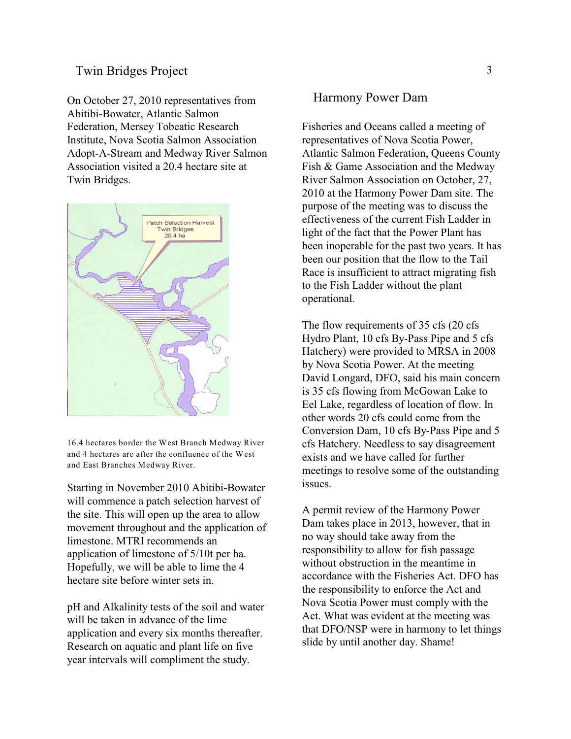## Twin Bridges Project

On October 27, 2010 representatives from Abitibi-Bowater, Atlantic Salmon Federation, Mersey Tobeatic Research Institute, Nova Scotia Salmon Association Adopt-A-Stream and Medway River Salmon Association visited a 20.4 hectare site at Twin Bridges.

Patch Selection Harvest
Twin Bridges
20.4 ha

16.4 hectares border the West Branch Medway River and 4 hectares are after the confluence of the West and East Branches Medway River.

Starting in November 2010 Abitibi-Bowater will commence a patch selection harvest of the site. This will open up the area to allow movement throughout and the application of limestone. MTRI recommends an application of limestone of 5/10t per ha. Hopefully, we will be able to lime the 4 hectare site before winter sets in.

pH and Alkalinity tests of the soil and water will be taken in advance of the lime application and every six months thereafter. Research on aquatic and plant life on five year intervals will compliment the study.

## Harmony Power Dam

Fisheries and Oceans called a meeting of representatives of Nova Scotia Power, Atlantic Salmon Federation, Queens County Fish & Game Association and the Medway River Salmon Association on October, 27, 2010 at the Harmony Power Dam site. The purpose of the meeting was to discuss the effectiveness of the current Fish Ladder in light of the fact that the Power Plant has been inoperable for the past two years. It has been our position that the flow to the Tail Race is insufficient to attract migrating fish to the Fish Ladder without the plant operational.

The flow requirements of 35 cfs (20 cfs Hydro Plant, 10 cfs By-Pass Pipe and 5 cfs Hatchery) were provided to MRSA in 2008 by Nova Scotia Power. At the meeting David Longard, DFO, said his main concern is 35 cfs flowing from McGowan Lake to Eel Lake, regardless of location of flow. In other words 20 cfs could come from the Conversion Dam, 10 cfs By-Pass Pipe and 5 cfs Hatchery. Needless to say disagreement exists and we have called for further meetings to resolve some of the outstanding issues.

A permit review of the Harmony Power Dam takes place in 2013, however, that in no way should take away from the responsibility to allow for fish passage without obstruction in the meantime in accordance with the Fisheries Act. DFO has the responsibility to enforce the Act and Nova Scotia Power must comply with the Act. What was evident at the meeting was that DFO/NSP were in harmony to let things slide by until another day. Shame!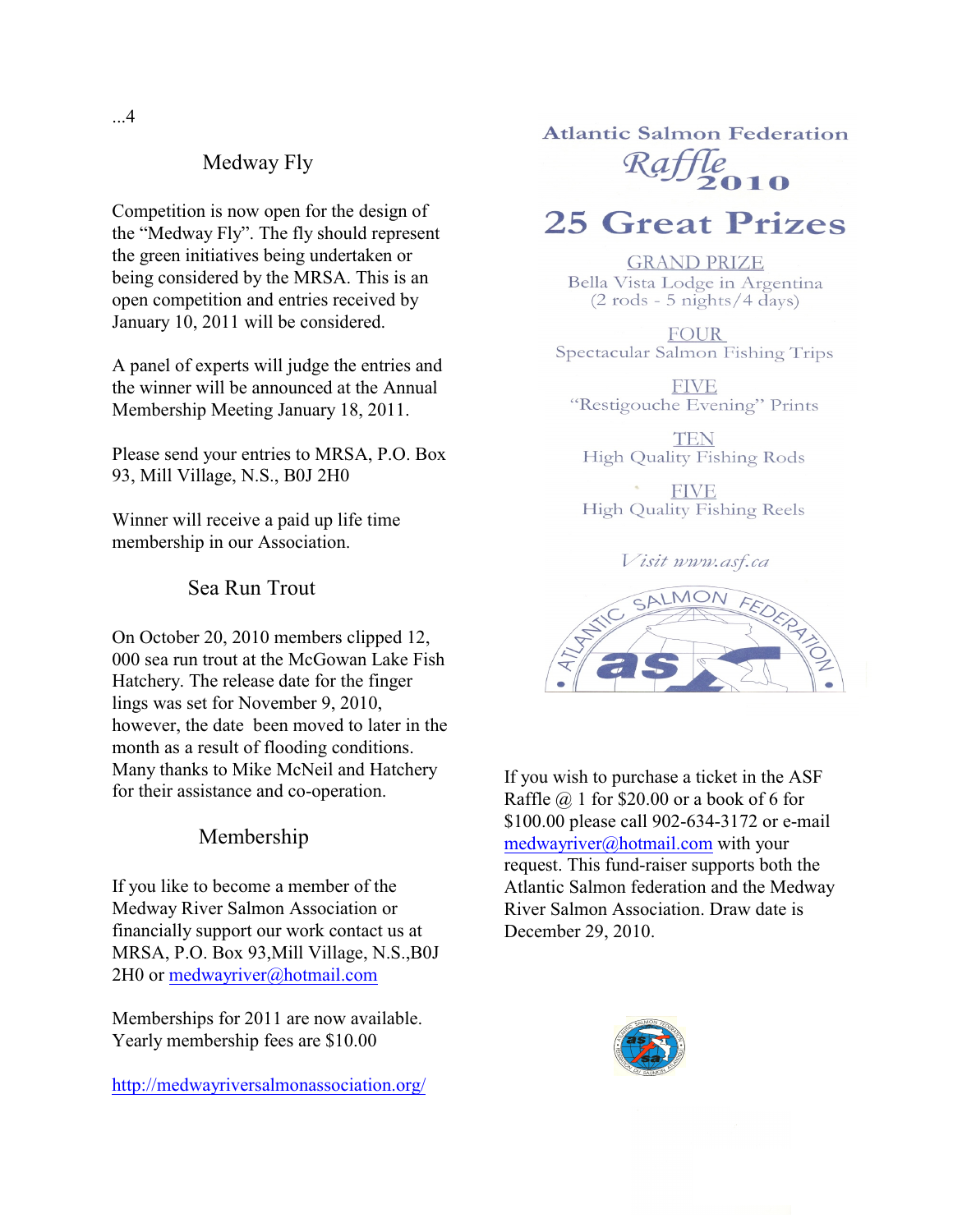...4

## Medway Fly

Competition is now open for the design of the "Medway Fly". The fly should represent the green initiatives being undertaken or being considered by the MRSA. This is an open competition and entries received by January 10, 2011 will be considered.

A panel of experts will judge the entries and the winner will be announced at the Annual Membership Meeting January 18, 2011.

Please send your entries to MRSA, P.O. Box 93, Mill Village, N.S., B0J 2H0

Winner will receive a paid up life time membership in our Association.

## Sea Run Trout

On October 20, 2010 members clipped 12, 000 sea run trout at the McGowan Lake Fish Hatchery. The release date for the finger lings was set for November 9, 2010, however, the date been moved to later in the month as a result of flooding conditions. Many thanks to Mike McNeil and Hatchery for their assistance and co-operation.

## Membership

If you like to become a member of the Medway River Salmon Association or financially support our work contact us at MRSA, P.O. Box 93,Mill Village, N.S.,B0J 2H0 or medwayriver@hotmail.com

Memberships for 2011 are now available. Yearly membership fees are $10.00

http://medwayriversalmonassociation.org/

## Atlantic Salmon Federation

*Raffle* 2010

## 25 Great Prizes

GRAND PRIZE
Bella Vista Lodge in Argentina
(2 rods - 5 nights/4 days)

FOUR
Spectacular Salmon Fishing Trips

FIVE
"Restigouche Evening" Prints

TEN
High Quality Fishing Rods

FIVE
High Quality Fishing Reels

*Visit www.asf.ca*

ATLANTIC SALMON FEDERATION

If you wish to purchase a ticket in the ASF Raffle @ 1 for $20.00 or a book of 6 for $100.00 please call 902-634-3172 or e-mail medwayriver@hotmail.com with your request. This fund-raiser supports both the Atlantic Salmon federation and the Medway River Salmon Association. Draw date is December 29, 2010.